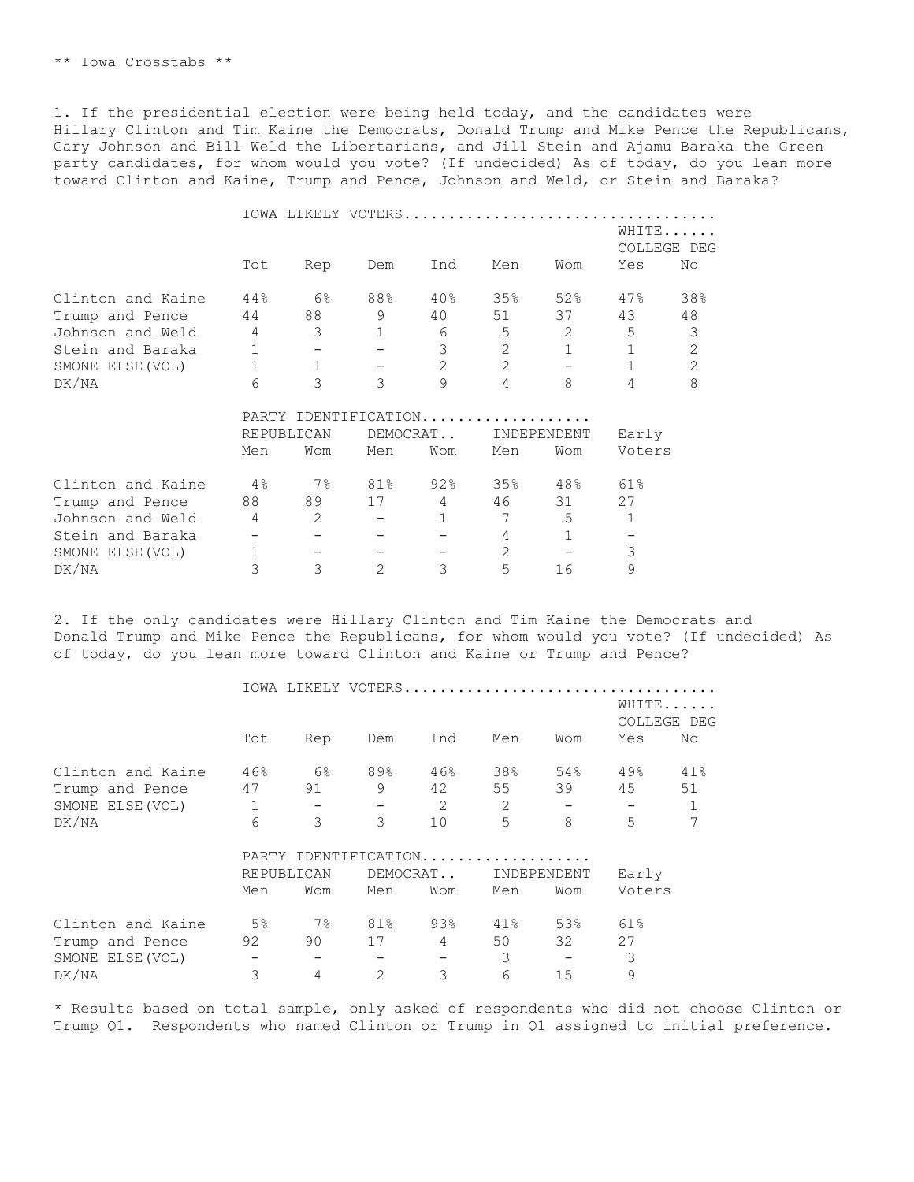** Iowa Crosstabs **

1. If the presidential election were being held today, and the candidates were Hillary Clinton and Tim Kaine the Democrats, Donald Trump and Mike Pence the Republicans, Gary Johnson and Bill Weld the Libertarians, and Jill Stein and Ajamu Baraka the Green party candidates, for whom would you vote? (If undecided) As of today, do you lean more toward Clinton and Kaine, Trump and Pence, Johnson and Weld, or Stein and Baraka?

| | IOWA LIKELY VOTERS | | | | | | WHITE COLLEGE DEG | |
|---|---|---|---|---|---|---|---|---|
| | Tot | Rep | Dem | Ind | Men | Wom | Yes | No |
| Clinton and Kaine | 44% | 6% | 88% | 40% | 35% | 52% | 47% | 38% |
| Trump and Pence | 44 | 88 | 9 | 40 | 51 | 37 | 43 | 48 |
| Johnson and Weld | 4 | 3 | 1 | 6 | 5 | 2 | 5 | 3 |
| Stein and Baraka | 1 | - | - | 3 | 2 | 1 | 1 | 2 |
| SMONE ELSE(VOL) | 1 | 1 | - | 2 | 2 | - | 1 | 2 |
| DK/NA | 6 | 3 | 3 | 9 | 4 | 8 | 4 | 8 |

| | PARTY IDENTIFICATION | | | | | | |
|---|---|---|---|---|---|---|---|
| | REPUBLICAN | | DEMOCRAT.. | | INDEPENDENT | | Early |
| | Men | Wom | Men | Wom | Men | Wom | Voters |
| Clinton and Kaine | 4% | 7% | 81% | 92% | 35% | 48% | 61% |
| Trump and Pence | 88 | 89 | 17 | 4 | 46 | 31 | 27 |
| Johnson and Weld | 4 | 2 | - | 1 | 7 | 5 | 1 |
| Stein and Baraka | - | - | - | - | 4 | 1 | - |
| SMONE ELSE(VOL) | 1 | - | - | - | 2 | - | 3 |
| DK/NA | 3 | 3 | 2 | 3 | 5 | 16 | 9 |

2. If the only candidates were Hillary Clinton and Tim Kaine the Democrats and Donald Trump and Mike Pence the Republicans, for whom would you vote? (If undecided) As of today, do you lean more toward Clinton and Kaine or Trump and Pence?

| | IOWA LIKELY VOTERS | | | | | | WHITE COLLEGE DEG | |
|---|---|---|---|---|---|---|---|---|
| | Tot | Rep | Dem | Ind | Men | Wom | Yes | No |
| Clinton and Kaine | 46% | 6% | 89% | 46% | 38% | 54% | 49% | 41% |
| Trump and Pence | 47 | 91 | 9 | 42 | 55 | 39 | 45 | 51 |
| SMONE ELSE(VOL) | 1 | - | - | 2 | 2 | - | - | 1 |
| DK/NA | 6 | 3 | 3 | 10 | 5 | 8 | 5 | 7 |

| | PARTY IDENTIFICATION | | | | | | |
|---|---|---|---|---|---|---|---|
| | REPUBLICAN | | DEMOCRAT.. | | INDEPENDENT | | Early |
| | Men | Wom | Men | Wom | Men | Wom | Voters |
| Clinton and Kaine | 5% | 7% | 81% | 93% | 41% | 53% | 61% |
| Trump and Pence | 92 | 90 | 17 | 4 | 50 | 32 | 27 |
| SMONE ELSE(VOL) | - | - | - | - | 3 | - | 3 |
| DK/NA | 3 | 4 | 2 | 3 | 6 | 15 | 9 |

* Results based on total sample, only asked of respondents who did not choose Clinton or Trump Q1. Respondents who named Clinton or Trump in Q1 assigned to initial preference.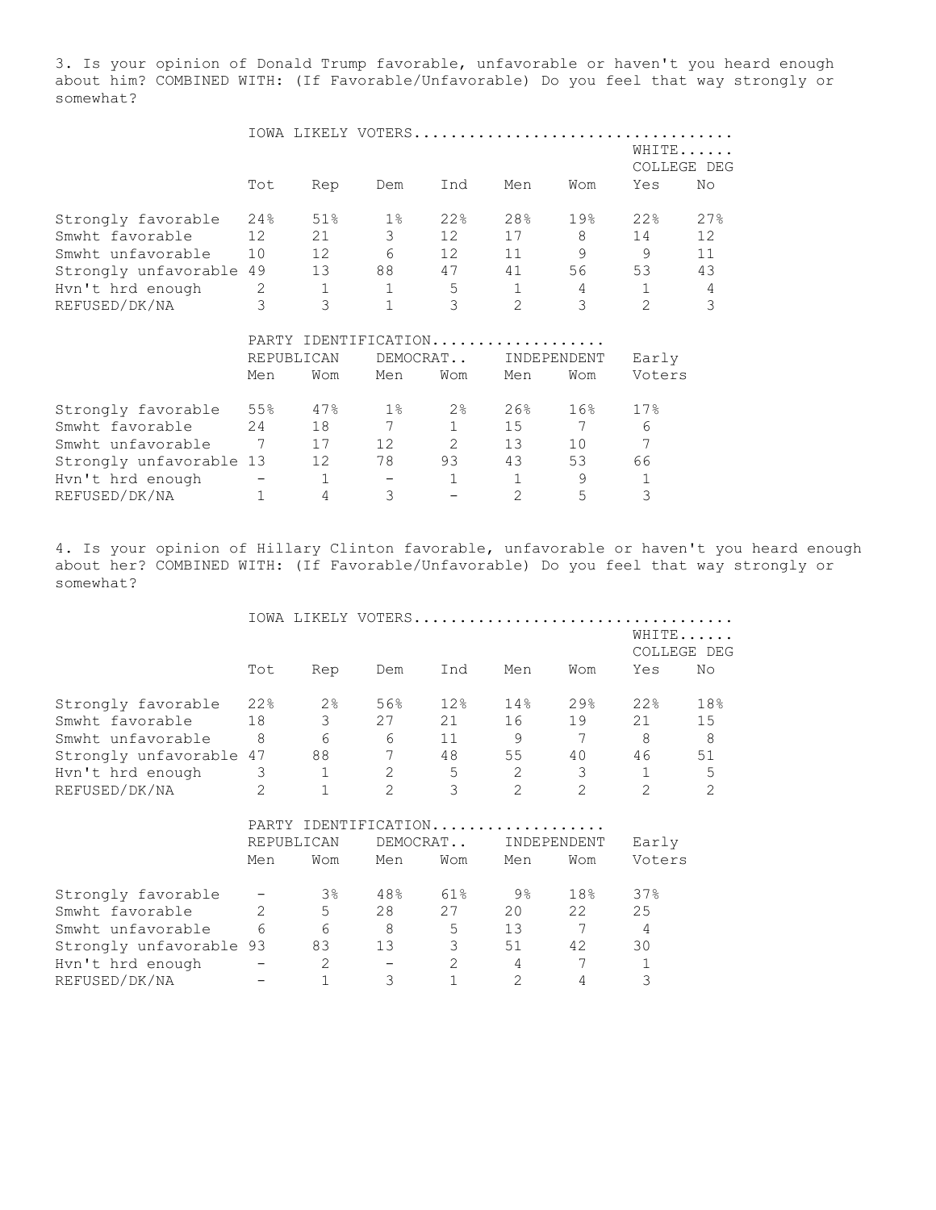3. Is your opinion of Donald Trump favorable, unfavorable or haven't you heard enough about him? COMBINED WITH: (If Favorable/Unfavorable) Do you feel that way strongly or somewhat?

| | IOWA LIKELY VOTERS | | | | | | WHITE COLLEGE DEG | |
|---|---|---|---|---|---|---|---|---|
| | Tot | Rep | Dem | Ind | Men | Wom | Yes | No |
| Strongly favorable | 24% | 51% | 1% | 22% | 28% | 19% | 22% | 27% |
| Smwht favorable | 12 | 21 | 3 | 12 | 17 | 8 | 14 | 12 |
| Smwht unfavorable | 10 | 12 | 6 | 12 | 11 | 9 | 9 | 11 |
| Strongly unfavorable | 49 | 13 | 88 | 47 | 41 | 56 | 53 | 43 |
| Hvn't hrd enough | 2 | 1 | 1 | 5 | 1 | 4 | 1 | 4 |
| REFUSED/DK/NA | 3 | 3 | 1 | 3 | 2 | 3 | 2 | 3 |

| | PARTY IDENTIFICATION | | | | | | |
|---|---|---|---|---|---|---|---|
| | REPUBLICAN | | DEMOCRAT.. | | INDEPENDENT | | Early |
| | Men | Wom | Men | Wom | Men | Wom | Voters |
| Strongly favorable | 55% | 47% | 1% | 2% | 26% | 16% | 17% |
| Smwht favorable | 24 | 18 | 7 | 1 | 15 | 7 | 6 |
| Smwht unfavorable | 7 | 17 | 12 | 2 | 13 | 10 | 7 |
| Strongly unfavorable | 13 | 12 | 78 | 93 | 43 | 53 | 66 |
| Hvn't hrd enough | - | 1 | - | 1 | 1 | 9 | 1 |
| REFUSED/DK/NA | 1 | 4 | 3 | - | 2 | 5 | 3 |

4. Is your opinion of Hillary Clinton favorable, unfavorable or haven't you heard enough about her? COMBINED WITH: (If Favorable/Unfavorable) Do you feel that way strongly or somewhat?

| | IOWA LIKELY VOTERS | | | | | | WHITE COLLEGE DEG | |
|---|---|---|---|---|---|---|---|---|
| | Tot | Rep | Dem | Ind | Men | Wom | Yes | No |
| Strongly favorable | 22% | 2% | 56% | 12% | 14% | 29% | 22% | 18% |
| Smwht favorable | 18 | 3 | 27 | 21 | 16 | 19 | 21 | 15 |
| Smwht unfavorable | 8 | 6 | 6 | 11 | 9 | 7 | 8 | 8 |
| Strongly unfavorable | 47 | 88 | 7 | 48 | 55 | 40 | 46 | 51 |
| Hvn't hrd enough | 3 | 1 | 2 | 5 | 2 | 3 | 1 | 5 |
| REFUSED/DK/NA | 2 | 1 | 2 | 3 | 2 | 2 | 2 | 2 |

| | PARTY IDENTIFICATION | | | | | | |
|---|---|---|---|---|---|---|---|
| | REPUBLICAN | | DEMOCRAT.. | | INDEPENDENT | | Early |
| | Men | Wom | Men | Wom | Men | Wom | Voters |
| Strongly favorable | - | 3% | 48% | 61% | 9% | 18% | 37% |
| Smwht favorable | 2 | 5 | 28 | 27 | 20 | 22 | 25 |
| Smwht unfavorable | 6 | 6 | 8 | 5 | 13 | 7 | 4 |
| Strongly unfavorable | 93 | 83 | 13 | 3 | 51 | 42 | 30 |
| Hvn't hrd enough | - | 2 | - | 2 | 4 | 7 | 1 |
| REFUSED/DK/NA | - | 1 | 3 | 1 | 2 | 4 | 3 |